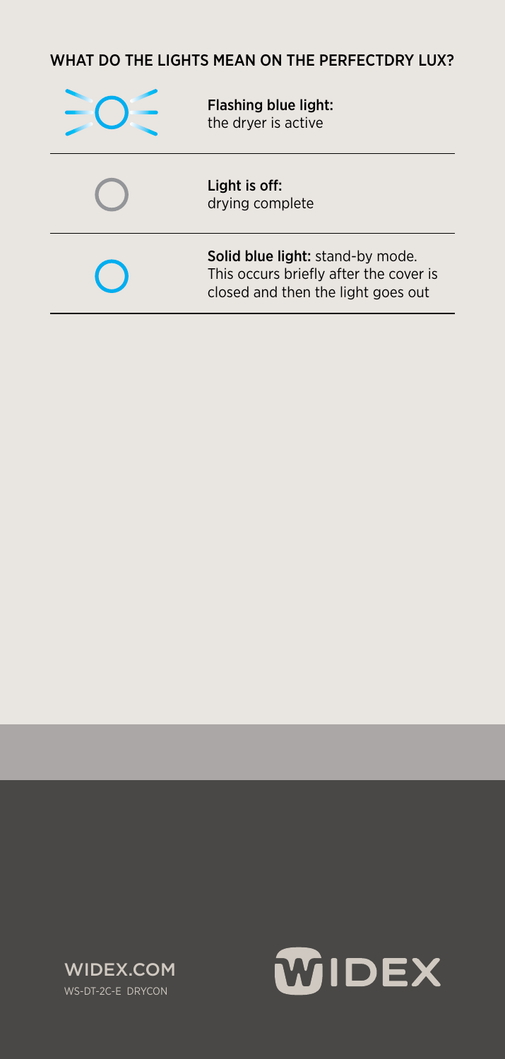## WHAT DO THE LIGHTS MEAN ON THE PERFECTDRY LUX?

**Flashing blue light:**
the dryer is active

**Light is off:**
drying complete

**Solid blue light:** stand-by mode. This occurs briefly after the cover is closed and then the light goes out

WIDEX.COM
WS-DT-2C-E DRYCON

WIDEX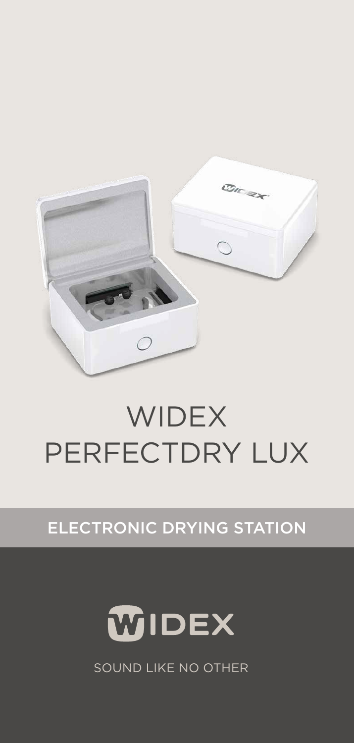# WIDEX PERFECTDRY LUX

## ELECTRONIC DRYING STATION

WIDEX

SOUND LIKE NO OTHER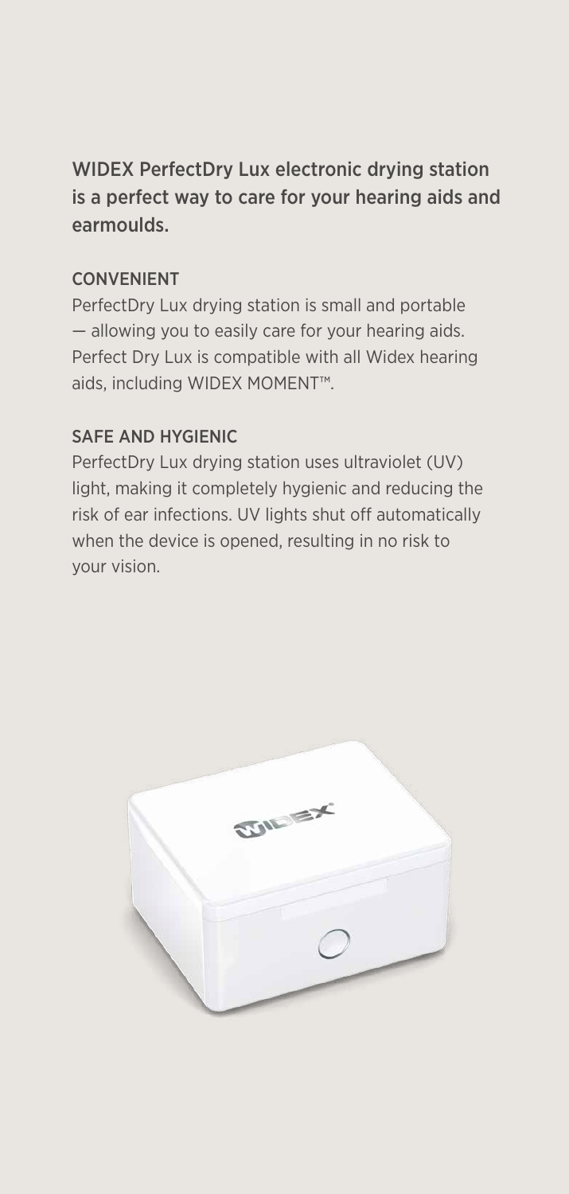WIDEX PerfectDry Lux electronic drying station is a perfect way to care for your hearing aids and earmoulds.

## CONVENIENT

PerfectDry Lux drying station is small and portable — allowing you to easily care for your hearing aids. Perfect Dry Lux is compatible with all Widex hearing aids, including WIDEX MOMENT™.

## SAFE AND HYGIENIC

PerfectDry Lux drying station uses ultraviolet (UV) light, making it completely hygienic and reducing the risk of ear infections. UV lights shut off automatically when the device is opened, resulting in no risk to your vision.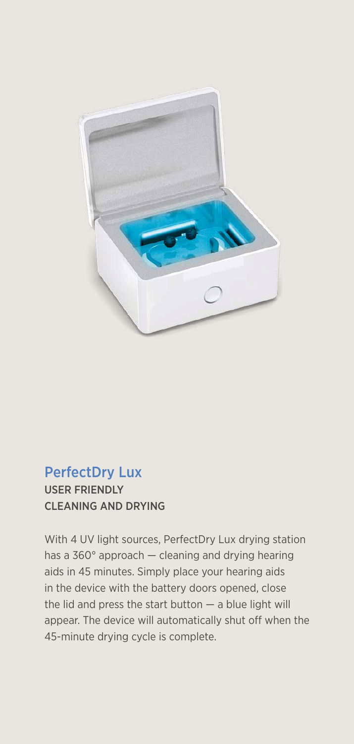## PerfectDry Lux

**USER FRIENDLY**
**CLEANING AND DRYING**

With 4 UV light sources, PerfectDry Lux drying station has a 360° approach — cleaning and drying hearing aids in 45 minutes. Simply place your hearing aids in the device with the battery doors opened, close the lid and press the start button — a blue light will appear. The device will automatically shut off when the 45-minute drying cycle is complete.